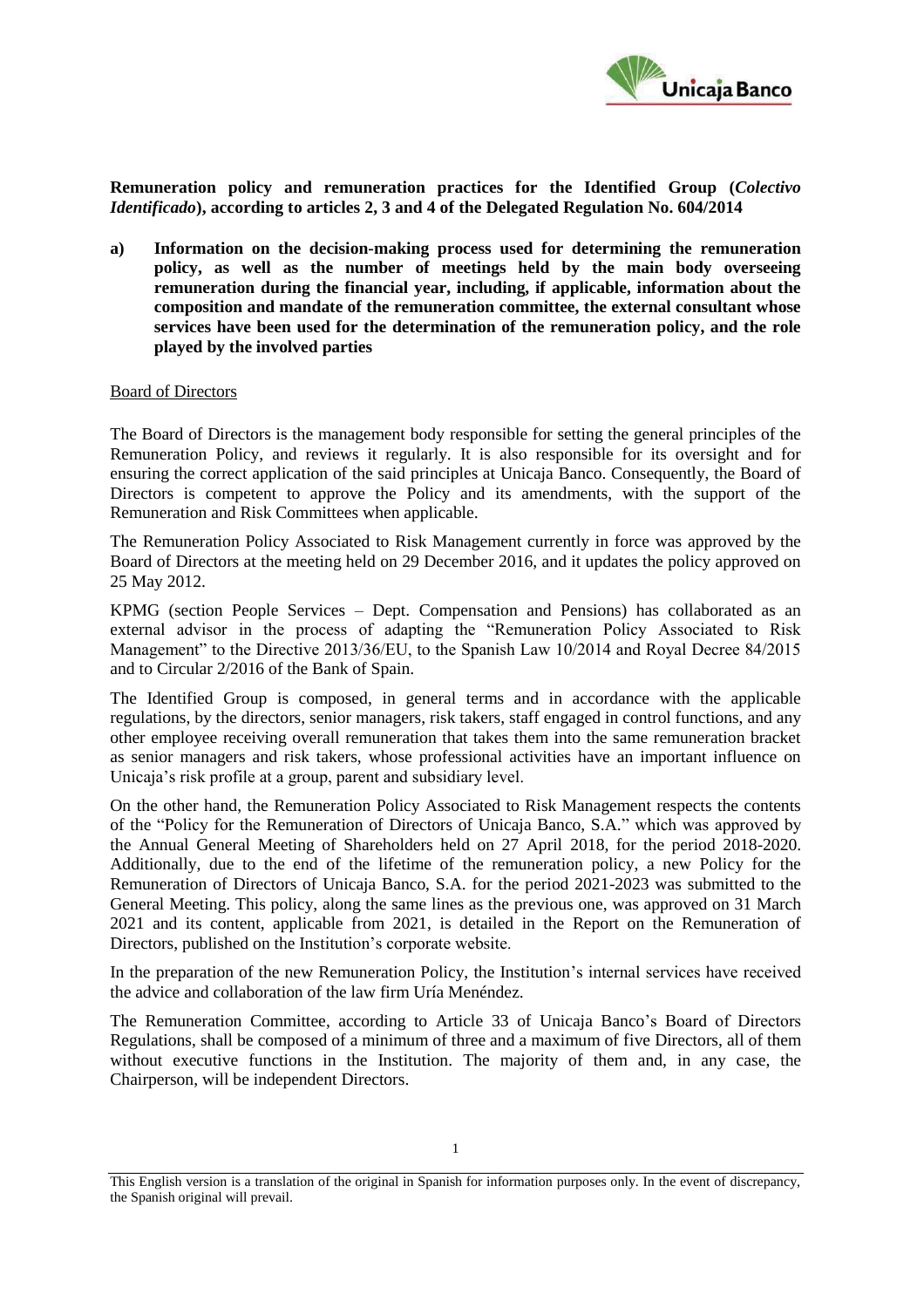**Remuneration policy and remuneration practices for the Identified Group (*Colectivo Identificado*), according to articles 2, 3 and 4 of the Delegated Regulation No. 604/2014**

**a) Information on the decision-making process used for determining the remuneration policy, as well as the number of meetings held by the main body overseeing remuneration during the financial year, including, if applicable, information about the composition and mandate of the remuneration committee, the external consultant whose services have been used for the determination of the remuneration policy, and the role played by the involved parties**

Board of Directors

The Board of Directors is the management body responsible for setting the general principles of the Remuneration Policy, and reviews it regularly. It is also responsible for its oversight and for ensuring the correct application of the said principles at Unicaja Banco. Consequently, the Board of Directors is competent to approve the Policy and its amendments, with the support of the Remuneration and Risk Committees when applicable.

The Remuneration Policy Associated to Risk Management currently in force was approved by the Board of Directors at the meeting held on 29 December 2016, and it updates the policy approved on 25 May 2012.

KPMG (section People Services – Dept. Compensation and Pensions) has collaborated as an external advisor in the process of adapting the "Remuneration Policy Associated to Risk Management" to the Directive 2013/36/EU, to the Spanish Law 10/2014 and Royal Decree 84/2015 and to Circular 2/2016 of the Bank of Spain.

The Identified Group is composed, in general terms and in accordance with the applicable regulations, by the directors, senior managers, risk takers, staff engaged in control functions, and any other employee receiving overall remuneration that takes them into the same remuneration bracket as senior managers and risk takers, whose professional activities have an important influence on Unicaja's risk profile at a group, parent and subsidiary level.

On the other hand, the Remuneration Policy Associated to Risk Management respects the contents of the "Policy for the Remuneration of Directors of Unicaja Banco, S.A." which was approved by the Annual General Meeting of Shareholders held on 27 April 2018, for the period 2018-2020. Additionally, due to the end of the lifetime of the remuneration policy, a new Policy for the Remuneration of Directors of Unicaja Banco, S.A. for the period 2021-2023 was submitted to the General Meeting. This policy, along the same lines as the previous one, was approved on 31 March 2021 and its content, applicable from 2021, is detailed in the Report on the Remuneration of Directors, published on the Institution's corporate website.

In the preparation of the new Remuneration Policy, the Institution's internal services have received the advice and collaboration of the law firm Uría Menéndez.

The Remuneration Committee, according to Article 33 of Unicaja Banco's Board of Directors Regulations, shall be composed of a minimum of three and a maximum of five Directors, all of them without executive functions in the Institution. The majority of them and, in any case, the Chairperson, will be independent Directors.

This English version is a translation of the original in Spanish for information purposes only. In the event of discrepancy, the Spanish original will prevail.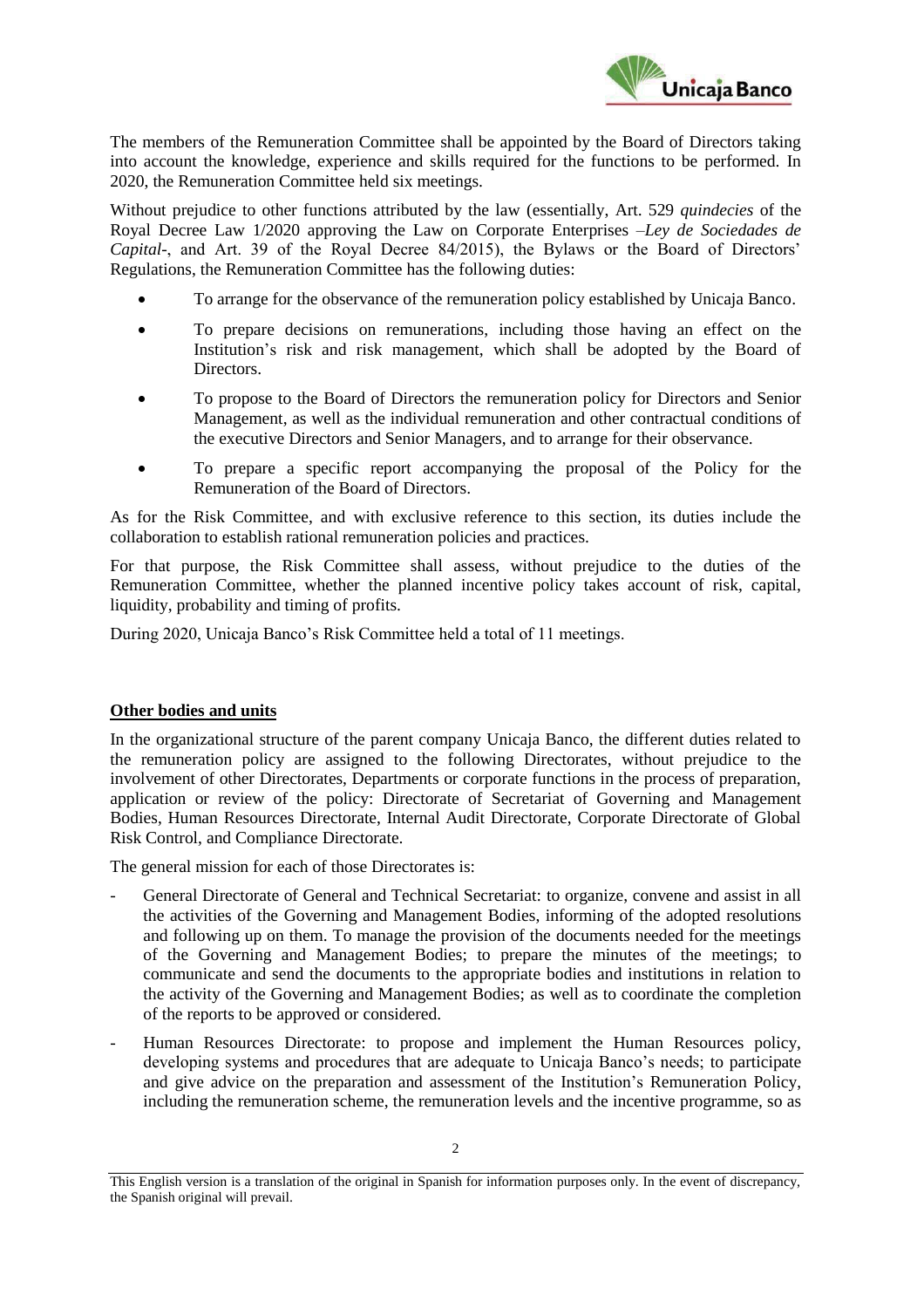The members of the Remuneration Committee shall be appointed by the Board of Directors taking into account the knowledge, experience and skills required for the functions to be performed. In 2020, the Remuneration Committee held six meetings.

Without prejudice to other functions attributed by the law (essentially, Art. 529 *quindecies* of the Royal Decree Law 1/2020 approving the Law on Corporate Enterprises –*Ley de Sociedades de Capital*-, and Art. 39 of the Royal Decree 84/2015), the Bylaws or the Board of Directors' Regulations, the Remuneration Committee has the following duties:

- To arrange for the observance of the remuneration policy established by Unicaja Banco.
- To prepare decisions on remunerations, including those having an effect on the Institution's risk and risk management, which shall be adopted by the Board of Directors.
- To propose to the Board of Directors the remuneration policy for Directors and Senior Management, as well as the individual remuneration and other contractual conditions of the executive Directors and Senior Managers, and to arrange for their observance.
- To prepare a specific report accompanying the proposal of the Policy for the Remuneration of the Board of Directors.

As for the Risk Committee, and with exclusive reference to this section, its duties include the collaboration to establish rational remuneration policies and practices.

For that purpose, the Risk Committee shall assess, without prejudice to the duties of the Remuneration Committee, whether the planned incentive policy takes account of risk, capital, liquidity, probability and timing of profits.

During 2020, Unicaja Banco's Risk Committee held a total of 11 meetings.

**Other bodies and units**

In the organizational structure of the parent company Unicaja Banco, the different duties related to the remuneration policy are assigned to the following Directorates, without prejudice to the involvement of other Directorates, Departments or corporate functions in the process of preparation, application or review of the policy: Directorate of Secretariat of Governing and Management Bodies, Human Resources Directorate, Internal Audit Directorate, Corporate Directorate of Global Risk Control, and Compliance Directorate.

The general mission for each of those Directorates is:

- General Directorate of General and Technical Secretariat: to organize, convene and assist in all the activities of the Governing and Management Bodies, informing of the adopted resolutions and following up on them. To manage the provision of the documents needed for the meetings of the Governing and Management Bodies; to prepare the minutes of the meetings; to communicate and send the documents to the appropriate bodies and institutions in relation to the activity of the Governing and Management Bodies; as well as to coordinate the completion of the reports to be approved or considered.
- Human Resources Directorate: to propose and implement the Human Resources policy, developing systems and procedures that are adequate to Unicaja Banco's needs; to participate and give advice on the preparation and assessment of the Institution's Remuneration Policy, including the remuneration scheme, the remuneration levels and the incentive programme, so as

This English version is a translation of the original in Spanish for information purposes only. In the event of discrepancy, the Spanish original will prevail.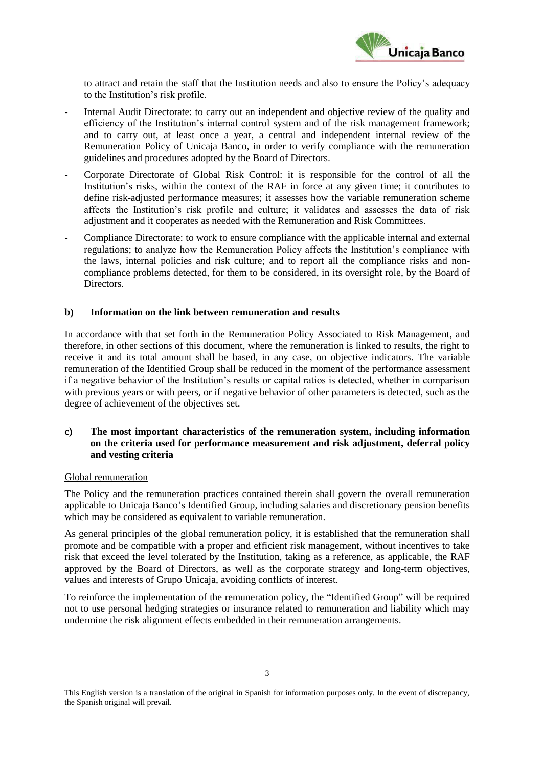to attract and retain the staff that the Institution needs and also to ensure the Policy's adequacy to the Institution's risk profile.

- Internal Audit Directorate: to carry out an independent and objective review of the quality and efficiency of the Institution's internal control system and of the risk management framework; and to carry out, at least once a year, a central and independent internal review of the Remuneration Policy of Unicaja Banco, in order to verify compliance with the remuneration guidelines and procedures adopted by the Board of Directors.
- Corporate Directorate of Global Risk Control: it is responsible for the control of all the Institution's risks, within the context of the RAF in force at any given time; it contributes to define risk-adjusted performance measures; it assesses how the variable remuneration scheme affects the Institution's risk profile and culture; it validates and assesses the data of risk adjustment and it cooperates as needed with the Remuneration and Risk Committees.
- Compliance Directorate: to work to ensure compliance with the applicable internal and external regulations; to analyze how the Remuneration Policy affects the Institution's compliance with the laws, internal policies and risk culture; and to report all the compliance risks and non-compliance problems detected, for them to be considered, in its oversight role, by the Board of Directors.

### b) Information on the link between remuneration and results

In accordance with that set forth in the Remuneration Policy Associated to Risk Management, and therefore, in other sections of this document, where the remuneration is linked to results, the right to receive it and its total amount shall be based, in any case, on objective indicators. The variable remuneration of the Identified Group shall be reduced in the moment of the performance assessment if a negative behavior of the Institution's results or capital ratios is detected, whether in comparison with previous years or with peers, or if negative behavior of other parameters is detected, such as the degree of achievement of the objectives set.

### c) The most important characteristics of the remuneration system, including information on the criteria used for performance measurement and risk adjustment, deferral policy and vesting criteria

Global remuneration

The Policy and the remuneration practices contained therein shall govern the overall remuneration applicable to Unicaja Banco's Identified Group, including salaries and discretionary pension benefits which may be considered as equivalent to variable remuneration.

As general principles of the global remuneration policy, it is established that the remuneration shall promote and be compatible with a proper and efficient risk management, without incentives to take risk that exceed the level tolerated by the Institution, taking as a reference, as applicable, the RAF approved by the Board of Directors, as well as the corporate strategy and long-term objectives, values and interests of Grupo Unicaja, avoiding conflicts of interest.

To reinforce the implementation of the remuneration policy, the "Identified Group" will be required not to use personal hedging strategies or insurance related to remuneration and liability which may undermine the risk alignment effects embedded in their remuneration arrangements.

This English version is a translation of the original in Spanish for information purposes only. In the event of discrepancy, the Spanish original will prevail.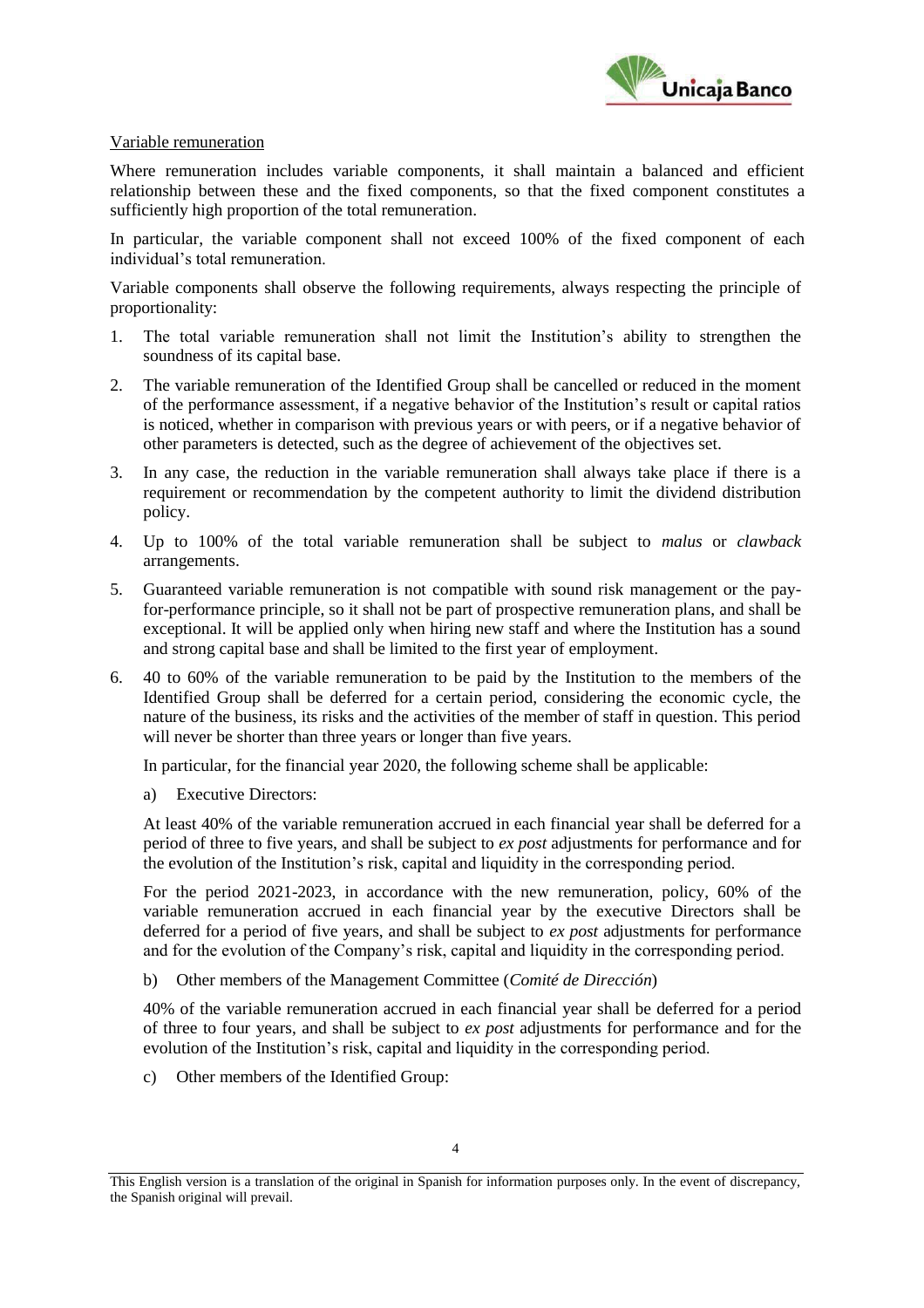Variable remuneration

Where remuneration includes variable components, it shall maintain a balanced and efficient relationship between these and the fixed components, so that the fixed component constitutes a sufficiently high proportion of the total remuneration.

In particular, the variable component shall not exceed 100% of the fixed component of each individual's total remuneration.

Variable components shall observe the following requirements, always respecting the principle of proportionality:

1. The total variable remuneration shall not limit the Institution's ability to strengthen the soundness of its capital base.
2. The variable remuneration of the Identified Group shall be cancelled or reduced in the moment of the performance assessment, if a negative behavior of the Institution's result or capital ratios is noticed, whether in comparison with previous years or with peers, or if a negative behavior of other parameters is detected, such as the degree of achievement of the objectives set.
3. In any case, the reduction in the variable remuneration shall always take place if there is a requirement or recommendation by the competent authority to limit the dividend distribution policy.
4. Up to 100% of the total variable remuneration shall be subject to *malus* or *clawback* arrangements.
5. Guaranteed variable remuneration is not compatible with sound risk management or the pay-for-performance principle, so it shall not be part of prospective remuneration plans, and shall be exceptional. It will be applied only when hiring new staff and where the Institution has a sound and strong capital base and shall be limited to the first year of employment.
6. 40 to 60% of the variable remuneration to be paid by the Institution to the members of the Identified Group shall be deferred for a certain period, considering the economic cycle, the nature of the business, its risks and the activities of the member of staff in question. This period will never be shorter than three years or longer than five years.

   In particular, for the financial year 2020, the following scheme shall be applicable:

   a) Executive Directors:

   At least 40% of the variable remuneration accrued in each financial year shall be deferred for a period of three to five years, and shall be subject to *ex post* adjustments for performance and for the evolution of the Institution's risk, capital and liquidity in the corresponding period.

   For the period 2021-2023, in accordance with the new remuneration, policy, 60% of the variable remuneration accrued in each financial year by the executive Directors shall be deferred for a period of five years, and shall be subject to *ex post* adjustments for performance and for the evolution of the Company's risk, capital and liquidity in the corresponding period.

   b) Other members of the Management Committee (*Comité de Dirección*)

   40% of the variable remuneration accrued in each financial year shall be deferred for a period of three to four years, and shall be subject to *ex post* adjustments for performance and for the evolution of the Institution's risk, capital and liquidity in the corresponding period.

   c) Other members of the Identified Group: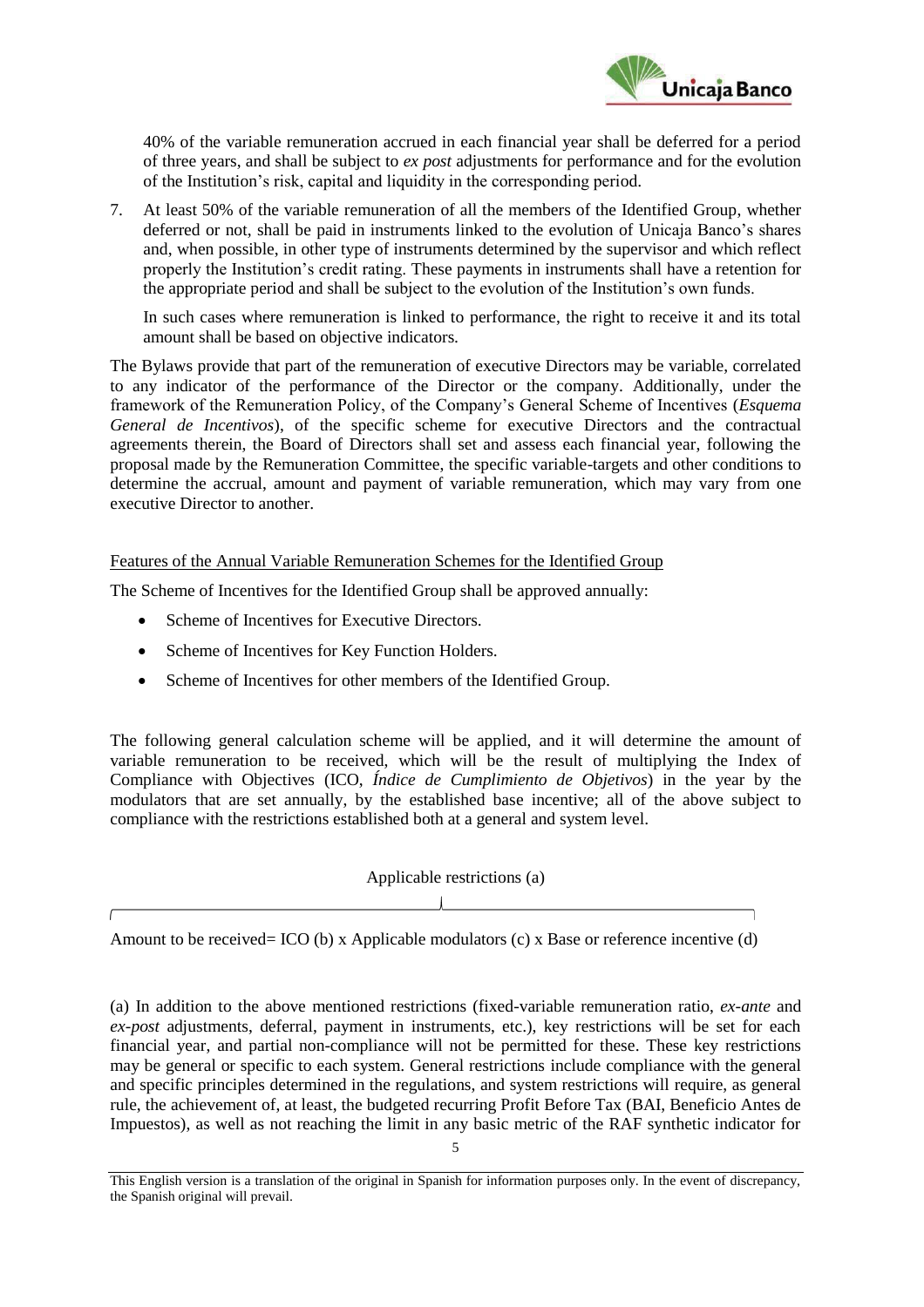40% of the variable remuneration accrued in each financial year shall be deferred for a period of three years, and shall be subject to *ex post* adjustments for performance and for the evolution of the Institution's risk, capital and liquidity in the corresponding period.

7. At least 50% of the variable remuneration of all the members of the Identified Group, whether deferred or not, shall be paid in instruments linked to the evolution of Unicaja Banco's shares and, when possible, in other type of instruments determined by the supervisor and which reflect properly the Institution's credit rating. These payments in instruments shall have a retention for the appropriate period and shall be subject to the evolution of the Institution's own funds.

   In such cases where remuneration is linked to performance, the right to receive it and its total amount shall be based on objective indicators.

The Bylaws provide that part of the remuneration of executive Directors may be variable, correlated to any indicator of the performance of the Director or the company. Additionally, under the framework of the Remuneration Policy, of the Company's General Scheme of Incentives (*Esquema General de Incentivos*), of the specific scheme for executive Directors and the contractual agreements therein, the Board of Directors shall set and assess each financial year, following the proposal made by the Remuneration Committee, the specific variable-targets and other conditions to determine the accrual, amount and payment of variable remuneration, which may vary from one executive Director to another.

Features of the Annual Variable Remuneration Schemes for the Identified Group

The Scheme of Incentives for the Identified Group shall be approved annually:

- Scheme of Incentives for Executive Directors.
- Scheme of Incentives for Key Function Holders.
- Scheme of Incentives for other members of the Identified Group.

The following general calculation scheme will be applied, and it will determine the amount of variable remuneration to be received, which will be the result of multiplying the Index of Compliance with Objectives (ICO, *Índice de Cumplimiento de Objetivos*) in the year by the modulators that are set annually, by the established base incentive; all of the above subject to compliance with the restrictions established both at a general and system level.

Applicable restrictions (a)

Amount to be received= ICO (b) x Applicable modulators (c) x Base or reference incentive (d)

(a) In addition to the above mentioned restrictions (fixed-variable remuneration ratio, *ex-ante* and *ex-post* adjustments, deferral, payment in instruments, etc.), key restrictions will be set for each financial year, and partial non-compliance will not be permitted for these. These key restrictions may be general or specific to each system. General restrictions include compliance with the general and specific principles determined in the regulations, and system restrictions will require, as general rule, the achievement of, at least, the budgeted recurring Profit Before Tax (BAI, Beneficio Antes de Impuestos), as well as not reaching the limit in any basic metric of the RAF synthetic indicator for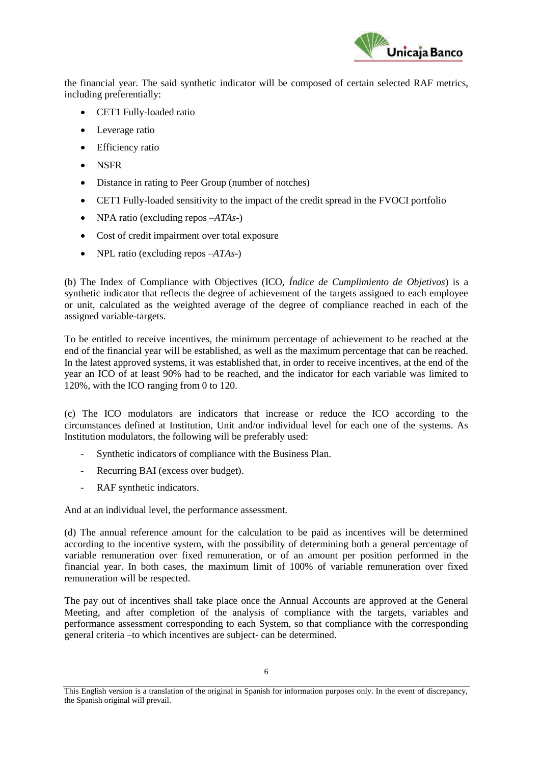the financial year. The said synthetic indicator will be composed of certain selected RAF metrics, including preferentially:

- CET1 Fully-loaded ratio
- Leverage ratio
- Efficiency ratio
- NSFR
- Distance in rating to Peer Group (number of notches)
- CET1 Fully-loaded sensitivity to the impact of the credit spread in the FVOCI portfolio
- NPA ratio (excluding repos –*ATAs*-)
- Cost of credit impairment over total exposure
- NPL ratio (excluding repos –*ATAs*-)

(b) The Index of Compliance with Objectives (ICO, *Índice de Cumplimiento de Objetivos*) is a synthetic indicator that reflects the degree of achievement of the targets assigned to each employee or unit, calculated as the weighted average of the degree of compliance reached in each of the assigned variable-targets.

To be entitled to receive incentives, the minimum percentage of achievement to be reached at the end of the financial year will be established, as well as the maximum percentage that can be reached. In the latest approved systems, it was established that, in order to receive incentives, at the end of the year an ICO of at least 90% had to be reached, and the indicator for each variable was limited to 120%, with the ICO ranging from 0 to 120.

(c) The ICO modulators are indicators that increase or reduce the ICO according to the circumstances defined at Institution, Unit and/or individual level for each one of the systems. As Institution modulators, the following will be preferably used:

- Synthetic indicators of compliance with the Business Plan.
- Recurring BAI (excess over budget).
- RAF synthetic indicators.

And at an individual level, the performance assessment.

(d) The annual reference amount for the calculation to be paid as incentives will be determined according to the incentive system, with the possibility of determining both a general percentage of variable remuneration over fixed remuneration, or of an amount per position performed in the financial year. In both cases, the maximum limit of 100% of variable remuneration over fixed remuneration will be respected.

The pay out of incentives shall take place once the Annual Accounts are approved at the General Meeting, and after completion of the analysis of compliance with the targets, variables and performance assessment corresponding to each System, so that compliance with the corresponding general criteria –to which incentives are subject- can be determined.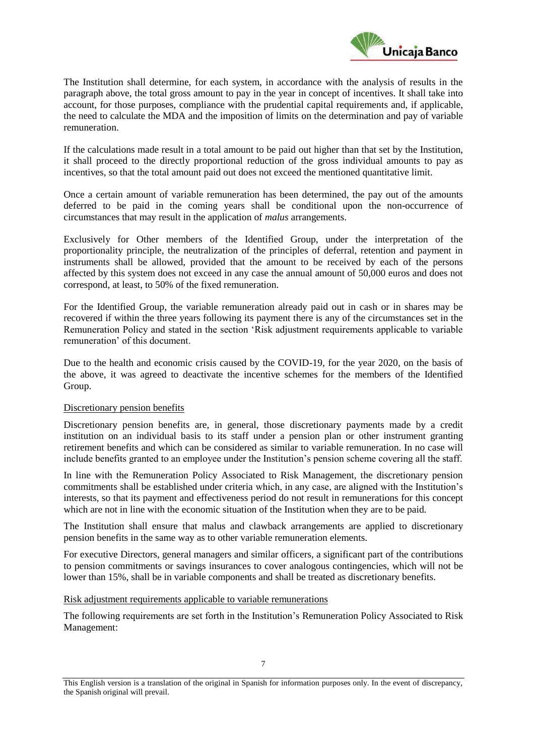The Institution shall determine, for each system, in accordance with the analysis of results in the paragraph above, the total gross amount to pay in the year in concept of incentives. It shall take into account, for those purposes, compliance with the prudential capital requirements and, if applicable, the need to calculate the MDA and the imposition of limits on the determination and pay of variable remuneration.

If the calculations made result in a total amount to be paid out higher than that set by the Institution, it shall proceed to the directly proportional reduction of the gross individual amounts to pay as incentives, so that the total amount paid out does not exceed the mentioned quantitative limit.

Once a certain amount of variable remuneration has been determined, the pay out of the amounts deferred to be paid in the coming years shall be conditional upon the non-occurrence of circumstances that may result in the application of *malus* arrangements.

Exclusively for Other members of the Identified Group, under the interpretation of the proportionality principle, the neutralization of the principles of deferral, retention and payment in instruments shall be allowed, provided that the amount to be received by each of the persons affected by this system does not exceed in any case the annual amount of 50,000 euros and does not correspond, at least, to 50% of the fixed remuneration.

For the Identified Group, the variable remuneration already paid out in cash or in shares may be recovered if within the three years following its payment there is any of the circumstances set in the Remuneration Policy and stated in the section 'Risk adjustment requirements applicable to variable remuneration' of this document.

Due to the health and economic crisis caused by the COVID-19, for the year 2020, on the basis of the above, it was agreed to deactivate the incentive schemes for the members of the Identified Group.

Discretionary pension benefits

Discretionary pension benefits are, in general, those discretionary payments made by a credit institution on an individual basis to its staff under a pension plan or other instrument granting retirement benefits and which can be considered as similar to variable remuneration. In no case will include benefits granted to an employee under the Institution's pension scheme covering all the staff.

In line with the Remuneration Policy Associated to Risk Management, the discretionary pension commitments shall be established under criteria which, in any case, are aligned with the Institution's interests, so that its payment and effectiveness period do not result in remunerations for this concept which are not in line with the economic situation of the Institution when they are to be paid.

The Institution shall ensure that malus and clawback arrangements are applied to discretionary pension benefits in the same way as to other variable remuneration elements.

For executive Directors, general managers and similar officers, a significant part of the contributions to pension commitments or savings insurances to cover analogous contingencies, which will not be lower than 15%, shall be in variable components and shall be treated as discretionary benefits.

Risk adjustment requirements applicable to variable remunerations

The following requirements are set forth in the Institution's Remuneration Policy Associated to Risk Management:

This English version is a translation of the original in Spanish for information purposes only. In the event of discrepancy, the Spanish original will prevail.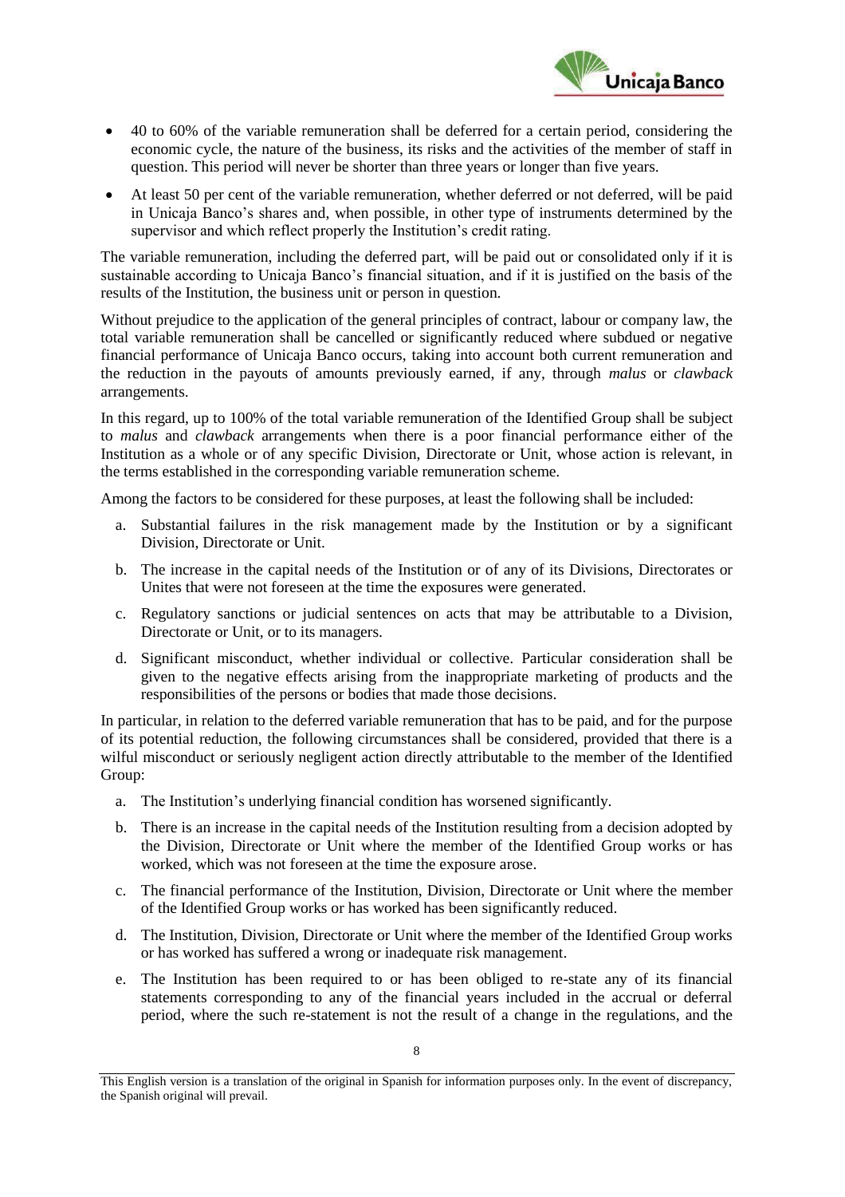- 40 to 60% of the variable remuneration shall be deferred for a certain period, considering the economic cycle, the nature of the business, its risks and the activities of the member of staff in question. This period will never be shorter than three years or longer than five years.
- At least 50 per cent of the variable remuneration, whether deferred or not deferred, will be paid in Unicaja Banco's shares and, when possible, in other type of instruments determined by the supervisor and which reflect properly the Institution's credit rating.

The variable remuneration, including the deferred part, will be paid out or consolidated only if it is sustainable according to Unicaja Banco's financial situation, and if it is justified on the basis of the results of the Institution, the business unit or person in question.

Without prejudice to the application of the general principles of contract, labour or company law, the total variable remuneration shall be cancelled or significantly reduced where subdued or negative financial performance of Unicaja Banco occurs, taking into account both current remuneration and the reduction in the payouts of amounts previously earned, if any, through *malus* or *clawback* arrangements.

In this regard, up to 100% of the total variable remuneration of the Identified Group shall be subject to *malus* and *clawback* arrangements when there is a poor financial performance either of the Institution as a whole or of any specific Division, Directorate or Unit, whose action is relevant, in the terms established in the corresponding variable remuneration scheme.

Among the factors to be considered for these purposes, at least the following shall be included:

a. Substantial failures in the risk management made by the Institution or by a significant Division, Directorate or Unit.
b. The increase in the capital needs of the Institution or of any of its Divisions, Directorates or Unites that were not foreseen at the time the exposures were generated.
c. Regulatory sanctions or judicial sentences on acts that may be attributable to a Division, Directorate or Unit, or to its managers.
d. Significant misconduct, whether individual or collective. Particular consideration shall be given to the negative effects arising from the inappropriate marketing of products and the responsibilities of the persons or bodies that made those decisions.

In particular, in relation to the deferred variable remuneration that has to be paid, and for the purpose of its potential reduction, the following circumstances shall be considered, provided that there is a wilful misconduct or seriously negligent action directly attributable to the member of the Identified Group:

a. The Institution's underlying financial condition has worsened significantly.
b. There is an increase in the capital needs of the Institution resulting from a decision adopted by the Division, Directorate or Unit where the member of the Identified Group works or has worked, which was not foreseen at the time the exposure arose.
c. The financial performance of the Institution, Division, Directorate or Unit where the member of the Identified Group works or has worked has been significantly reduced.
d. The Institution, Division, Directorate or Unit where the member of the Identified Group works or has worked has suffered a wrong or inadequate risk management.
e. The Institution has been required to or has been obliged to re-state any of its financial statements corresponding to any of the financial years included in the accrual or deferral period, where the such re-statement is not the result of a change in the regulations, and the

This English version is a translation of the original in Spanish for information purposes only. In the event of discrepancy, the Spanish original will prevail.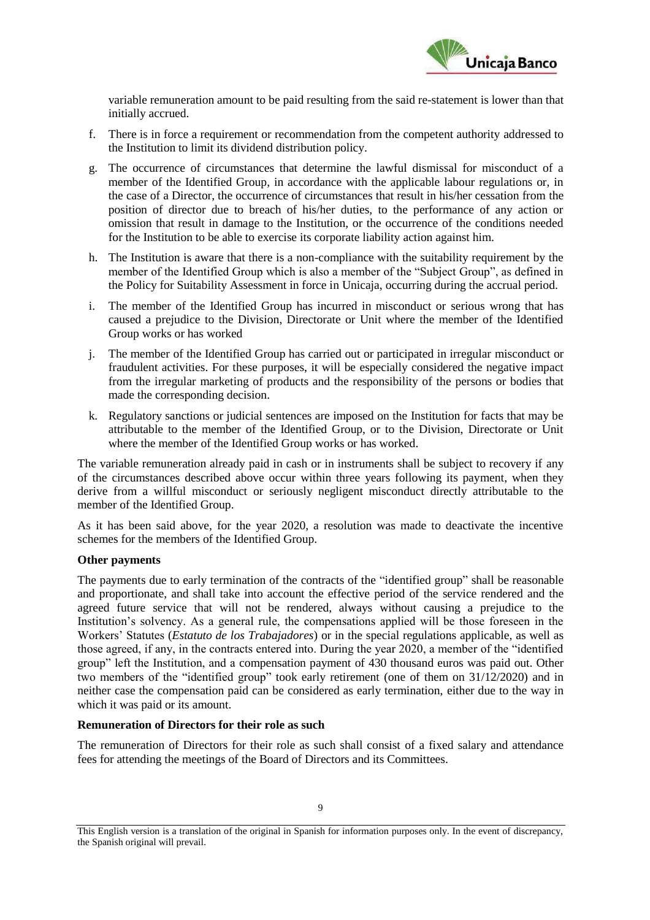variable remuneration amount to be paid resulting from the said re-statement is lower than that initially accrued.

f. There is in force a requirement or recommendation from the competent authority addressed to the Institution to limit its dividend distribution policy.

g. The occurrence of circumstances that determine the lawful dismissal for misconduct of a member of the Identified Group, in accordance with the applicable labour regulations or, in the case of a Director, the occurrence of circumstances that result in his/her cessation from the position of director due to breach of his/her duties, to the performance of any action or omission that result in damage to the Institution, or the occurrence of the conditions needed for the Institution to be able to exercise its corporate liability action against him.

h. The Institution is aware that there is a non-compliance with the suitability requirement by the member of the Identified Group which is also a member of the "Subject Group", as defined in the Policy for Suitability Assessment in force in Unicaja, occurring during the accrual period.

i. The member of the Identified Group has incurred in misconduct or serious wrong that has caused a prejudice to the Division, Directorate or Unit where the member of the Identified Group works or has worked

j. The member of the Identified Group has carried out or participated in irregular misconduct or fraudulent activities. For these purposes, it will be especially considered the negative impact from the irregular marketing of products and the responsibility of the persons or bodies that made the corresponding decision.

k. Regulatory sanctions or judicial sentences are imposed on the Institution for facts that may be attributable to the member of the Identified Group, or to the Division, Directorate or Unit where the member of the Identified Group works or has worked.

The variable remuneration already paid in cash or in instruments shall be subject to recovery if any of the circumstances described above occur within three years following its payment, when they derive from a willful misconduct or seriously negligent misconduct directly attributable to the member of the Identified Group.

As it has been said above, for the year 2020, a resolution was made to deactivate the incentive schemes for the members of the Identified Group.

**Other payments**

The payments due to early termination of the contracts of the "identified group" shall be reasonable and proportionate, and shall take into account the effective period of the service rendered and the agreed future service that will not be rendered, always without causing a prejudice to the Institution's solvency. As a general rule, the compensations applied will be those foreseen in the Workers' Statutes (*Estatuto de los Trabajadores*) or in the special regulations applicable, as well as those agreed, if any, in the contracts entered into. During the year 2020, a member of the "identified group" left the Institution, and a compensation payment of 430 thousand euros was paid out. Other two members of the "identified group" took early retirement (one of them on 31/12/2020) and in neither case the compensation paid can be considered as early termination, either due to the way in which it was paid or its amount.

**Remuneration of Directors for their role as such**

The remuneration of Directors for their role as such shall consist of a fixed salary and attendance fees for attending the meetings of the Board of Directors and its Committees.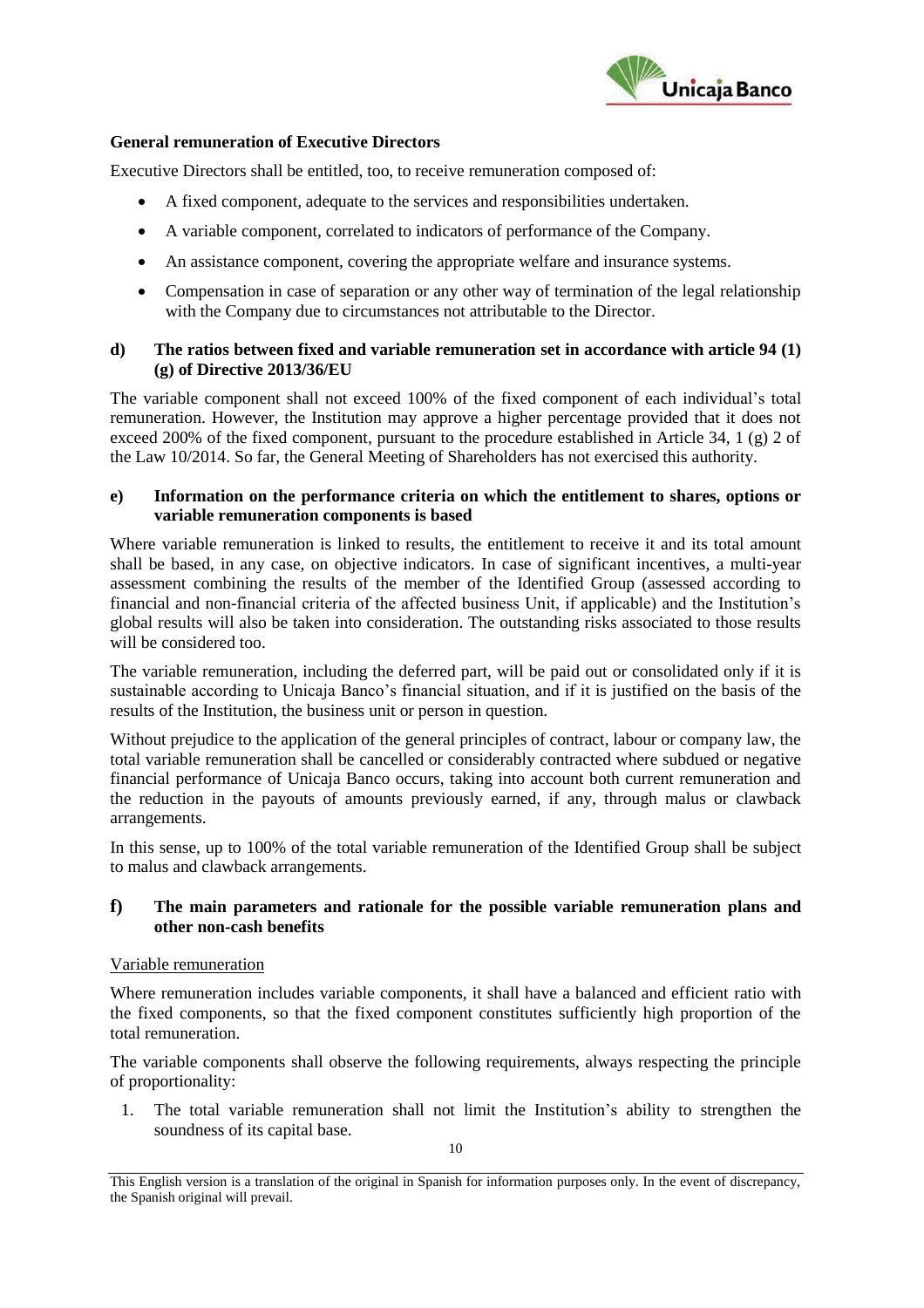**General remuneration of Executive Directors**

Executive Directors shall be entitled, too, to receive remuneration composed of:

- A fixed component, adequate to the services and responsibilities undertaken.
- A variable component, correlated to indicators of performance of the Company.
- An assistance component, covering the appropriate welfare and insurance systems.
- Compensation in case of separation or any other way of termination of the legal relationship with the Company due to circumstances not attributable to the Director.

### d) The ratios between fixed and variable remuneration set in accordance with article 94 (1) (g) of Directive 2013/36/EU

The variable component shall not exceed 100% of the fixed component of each individual's total remuneration. However, the Institution may approve a higher percentage provided that it does not exceed 200% of the fixed component, pursuant to the procedure established in Article 34, 1 (g) 2 of the Law 10/2014. So far, the General Meeting of Shareholders has not exercised this authority.

### e) Information on the performance criteria on which the entitlement to shares, options or variable remuneration components is based

Where variable remuneration is linked to results, the entitlement to receive it and its total amount shall be based, in any case, on objective indicators. In case of significant incentives, a multi-year assessment combining the results of the member of the Identified Group (assessed according to financial and non-financial criteria of the affected business Unit, if applicable) and the Institution's global results will also be taken into consideration. The outstanding risks associated to those results will be considered too.

The variable remuneration, including the deferred part, will be paid out or consolidated only if it is sustainable according to Unicaja Banco's financial situation, and if it is justified on the basis of the results of the Institution, the business unit or person in question.

Without prejudice to the application of the general principles of contract, labour or company law, the total variable remuneration shall be cancelled or considerably contracted where subdued or negative financial performance of Unicaja Banco occurs, taking into account both current remuneration and the reduction in the payouts of amounts previously earned, if any, through malus or clawback arrangements.

In this sense, up to 100% of the total variable remuneration of the Identified Group shall be subject to malus and clawback arrangements.

### f) The main parameters and rationale for the possible variable remuneration plans and other non-cash benefits

Variable remuneration

Where remuneration includes variable components, it shall have a balanced and efficient ratio with the fixed components, so that the fixed component constitutes sufficiently high proportion of the total remuneration.

The variable components shall observe the following requirements, always respecting the principle of proportionality:

1. The total variable remuneration shall not limit the Institution's ability to strengthen the soundness of its capital base.

This English version is a translation of the original in Spanish for information purposes only. In the event of discrepancy, the Spanish original will prevail.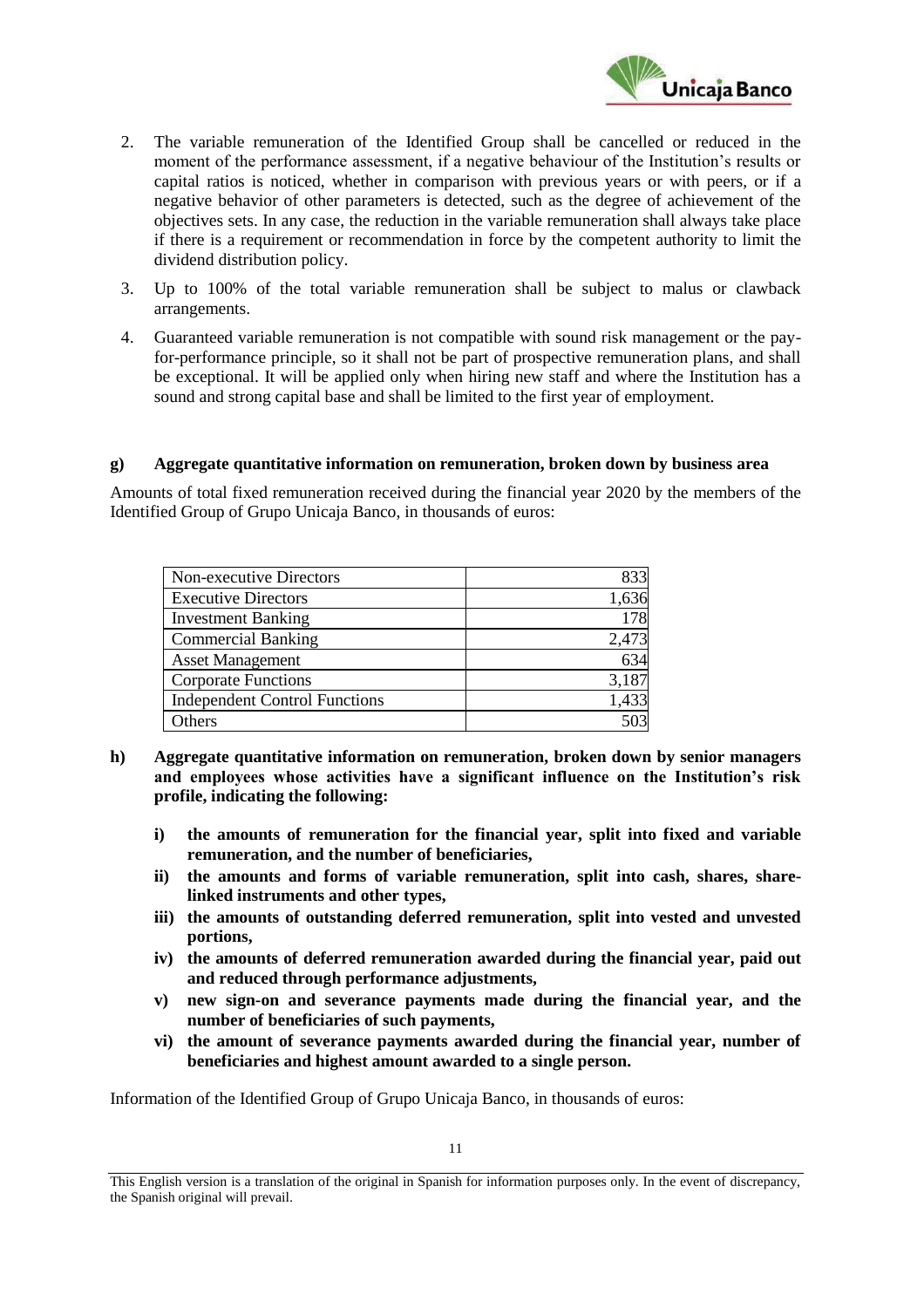2. The variable remuneration of the Identified Group shall be cancelled or reduced in the moment of the performance assessment, if a negative behaviour of the Institution's results or capital ratios is noticed, whether in comparison with previous years or with peers, or if a negative behavior of other parameters is detected, such as the degree of achievement of the objectives sets. In any case, the reduction in the variable remuneration shall always take place if there is a requirement or recommendation in force by the competent authority to limit the dividend distribution policy.

3. Up to 100% of the total variable remuneration shall be subject to malus or clawback arrangements.

4. Guaranteed variable remuneration is not compatible with sound risk management or the pay-for-performance principle, so it shall not be part of prospective remuneration plans, and shall be exceptional. It will be applied only when hiring new staff and where the Institution has a sound and strong capital base and shall be limited to the first year of employment.

**g) Aggregate quantitative information on remuneration, broken down by business area**

Amounts of total fixed remuneration received during the financial year 2020 by the members of the Identified Group of Grupo Unicaja Banco, in thousands of euros:

| | |
|---|---|
| Non-executive Directors | 833 |
| Executive Directors | 1,636 |
| Investment Banking | 178 |
| Commercial Banking | 2,473 |
| Asset Management | 634 |
| Corporate Functions | 3,187 |
| Independent Control Functions | 1,433 |
| Others | 503 |

**h) Aggregate quantitative information on remuneration, broken down by senior managers and employees whose activities have a significant influence on the Institution's risk profile, indicating the following:**

- **i) the amounts of remuneration for the financial year, split into fixed and variable remuneration, and the number of beneficiaries,**
- **ii) the amounts and forms of variable remuneration, split into cash, shares, share-linked instruments and other types,**
- **iii) the amounts of outstanding deferred remuneration, split into vested and unvested portions,**
- **iv) the amounts of deferred remuneration awarded during the financial year, paid out and reduced through performance adjustments,**
- **v) new sign-on and severance payments made during the financial year, and the number of beneficiaries of such payments,**
- **vi) the amount of severance payments awarded during the financial year, number of beneficiaries and highest amount awarded to a single person.**

Information of the Identified Group of Grupo Unicaja Banco, in thousands of euros:

This English version is a translation of the original in Spanish for information purposes only. In the event of discrepancy, the Spanish original will prevail.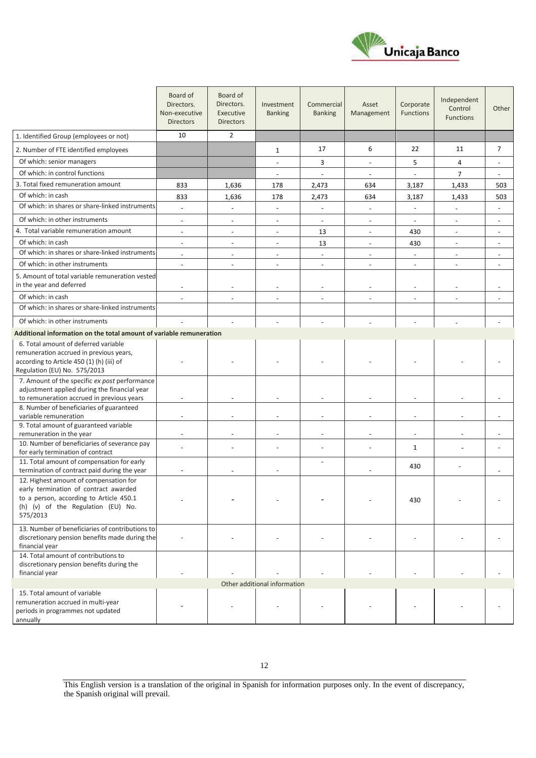| | Board of Directors. Non-executive Directors | Board of Directors. Executive Directors | Investment Banking | Commercial Banking | Asset Management | Corporate Functions | Independent Control Functions | Other |
|---|---|---|---|---|---|---|---|---|
| 1. Identified Group (employees or not) | 10 | 2 | | | | | | |
| 2. Number of FTE identified employees | | | 1 | 17 | 6 | 22 | 11 | 7 |
| Of which: senior managers | | | - | 3 | - | 5 | 4 | - |
| Of which: in control functions | | | - | - | - | - | 7 | - |
| 3. Total fixed remuneration amount | 833 | 1,636 | 178 | 2,473 | 634 | 3,187 | 1,433 | 503 |
| Of which: in cash | 833 | 1,636 | 178 | 2,473 | 634 | 3,187 | 1,433 | 503 |
| Of which: in shares or share-linked instruments | - | - | - | - | - | - | - | - |
| Of which: in other instruments | - | - | - | - | - | - | - | - |
| 4. Total variable remuneration amount | - | - | - | 13 | - | 430 | - | - |
| Of which: in cash | - | - | - | 13 | - | 430 | - | - |
| Of which: in shares or share-linked instruments | - | - | - | - | - | - | - | - |
| Of which: in other instruments | - | - | - | - | - | - | - | - |
| 5. Amount of total variable remuneration vested in the year and deferred | - | - | - | - | - | - | - | - |
| Of which: in cash | - | - | - | - | - | - | - | - |
| Of which: in shares or share-linked instruments | | | | | | | | |
| Of which: in other instruments | - | - | - | - | - | - | - | - |
| **Additional information on the total amount of variable remuneration** | | | | | | | | |
| 6. Total amount of deferred variable remuneration accrued in previous years, according to Article 450 (1) (h) (iii) of Regulation (EU) No. 575/2013 | - | - | - | - | - | - | - | - |
| 7. Amount of the specific *ex post* performance adjustment applied during the financial year to remuneration accrued in previous years | - | - | - | - | - | - | - | - |
| 8. Number of beneficiaries of guaranteed variable remuneration | - | - | - | - | - | - | - | - |
| 9. Total amount of guaranteed variable remuneration in the year | - | - | - | - | - | - | - | - |
| 10. Number of beneficiaries of severance pay for early termination of contract | - | - | - | - | - | 1 | - | - |
| 11. Total amount of compensation for early termination of contract paid during the year | - | - | - | - | - | 430 | - | - |
| 12. Highest amount of compensation for early termination of contract awarded to a person, according to Article 450.1 (h) (v) of the Regulation (EU) No. 575/2013 | - | - | - | - | - | 430 | - | - |
| 13. Number of beneficiaries of contributions to discretionary pension benefits made during the financial year | - | - | - | - | - | - | - | - |
| 14. Total amount of contributions to discretionary pension benefits during the financial year | - | - | - | - | - | - | - | - |
| Other additional information | | | | | | | | |
| 15. Total amount of variable remuneration accrued in multi-year periods in programmes not updated annually | - | - | - | - | - | - | - | - |

This English version is a translation of the original in Spanish for information purposes only. In the event of discrepancy, the Spanish original will prevail.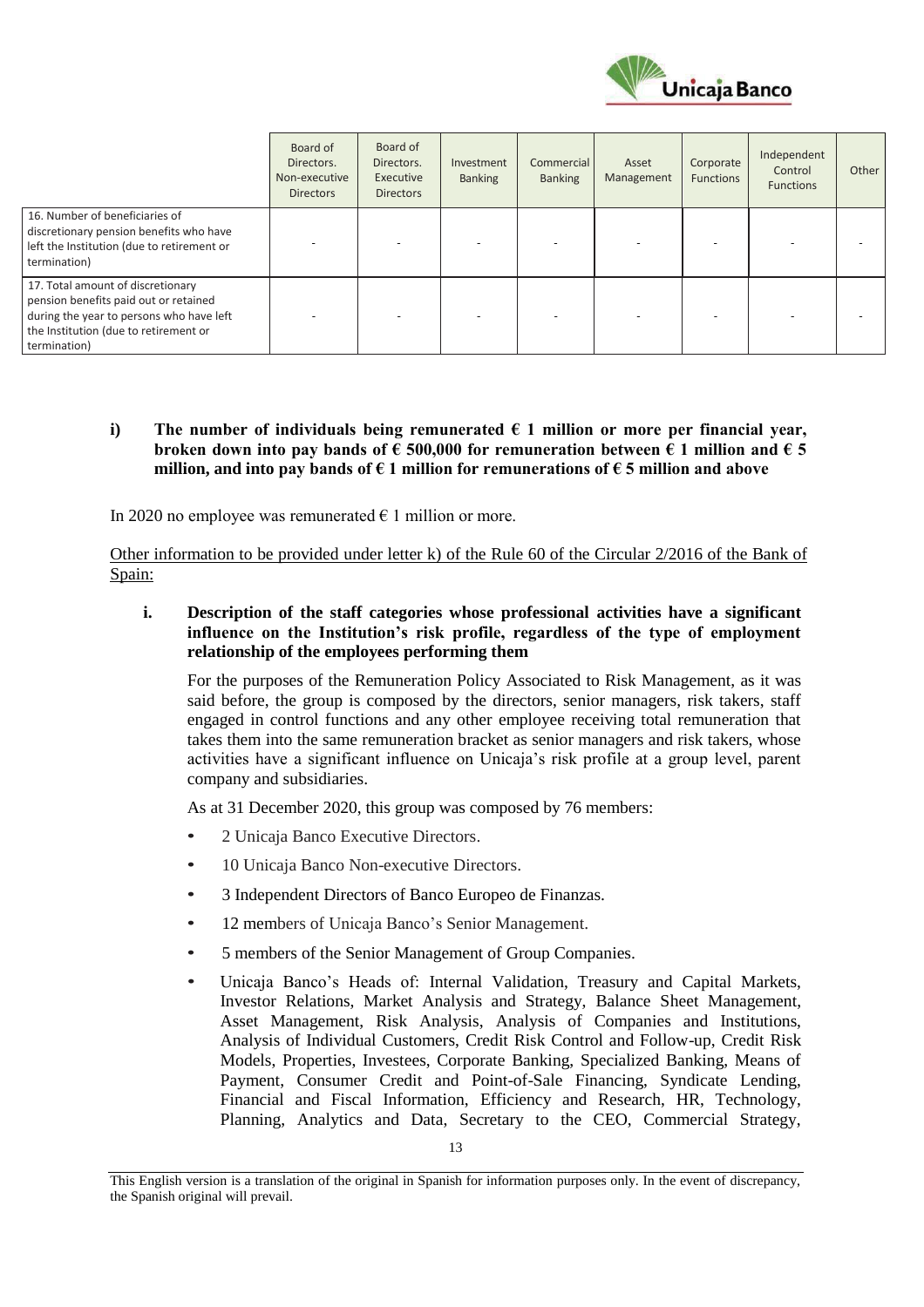| | Board of Directors. Non-executive Directors | Board of Directors. Executive Directors | Investment Banking | Commercial Banking | Asset Management | Corporate Functions | Independent Control Functions | Other |
|---|---|---|---|---|---|---|---|---|
| 16. Number of beneficiaries of discretionary pension benefits who have left the Institution (due to retirement or termination) | - | - | - | - | - | - | - | - |
| 17. Total amount of discretionary pension benefits paid out or retained during the year to persons who have left the Institution (due to retirement or termination) | - | - | - | - | - | - | - | - |

**i) The number of individuals being remunerated € 1 million or more per financial year, broken down into pay bands of € 500,000 for remuneration between € 1 million and € 5 million, and into pay bands of € 1 million for remunerations of € 5 million and above**

In 2020 no employee was remunerated € 1 million or more.

Other information to be provided under letter k) of the Rule 60 of the Circular 2/2016 of the Bank of Spain:

**i. Description of the staff categories whose professional activities have a significant influence on the Institution's risk profile, regardless of the type of employment relationship of the employees performing them**

For the purposes of the Remuneration Policy Associated to Risk Management, as it was said before, the group is composed by the directors, senior managers, risk takers, staff engaged in control functions and any other employee receiving total remuneration that takes them into the same remuneration bracket as senior managers and risk takers, whose activities have a significant influence on Unicaja's risk profile at a group level, parent company and subsidiaries.

As at 31 December 2020, this group was composed by 76 members:

- 2 Unicaja Banco Executive Directors.
- 10 Unicaja Banco Non-executive Directors.
- 3 Independent Directors of Banco Europeo de Finanzas.
- 12 members of Unicaja Banco's Senior Management.
- 5 members of the Senior Management of Group Companies.
- Unicaja Banco's Heads of: Internal Validation, Treasury and Capital Markets, Investor Relations, Market Analysis and Strategy, Balance Sheet Management, Asset Management, Risk Analysis, Analysis of Companies and Institutions, Analysis of Individual Customers, Credit Risk Control and Follow-up, Credit Risk Models, Properties, Investees, Corporate Banking, Specialized Banking, Means of Payment, Consumer Credit and Point-of-Sale Financing, Syndicate Lending, Financial and Fiscal Information, Efficiency and Research, HR, Technology, Planning, Analytics and Data, Secretary to the CEO, Commercial Strategy,

This English version is a translation of the original in Spanish for information purposes only. In the event of discrepancy, the Spanish original will prevail.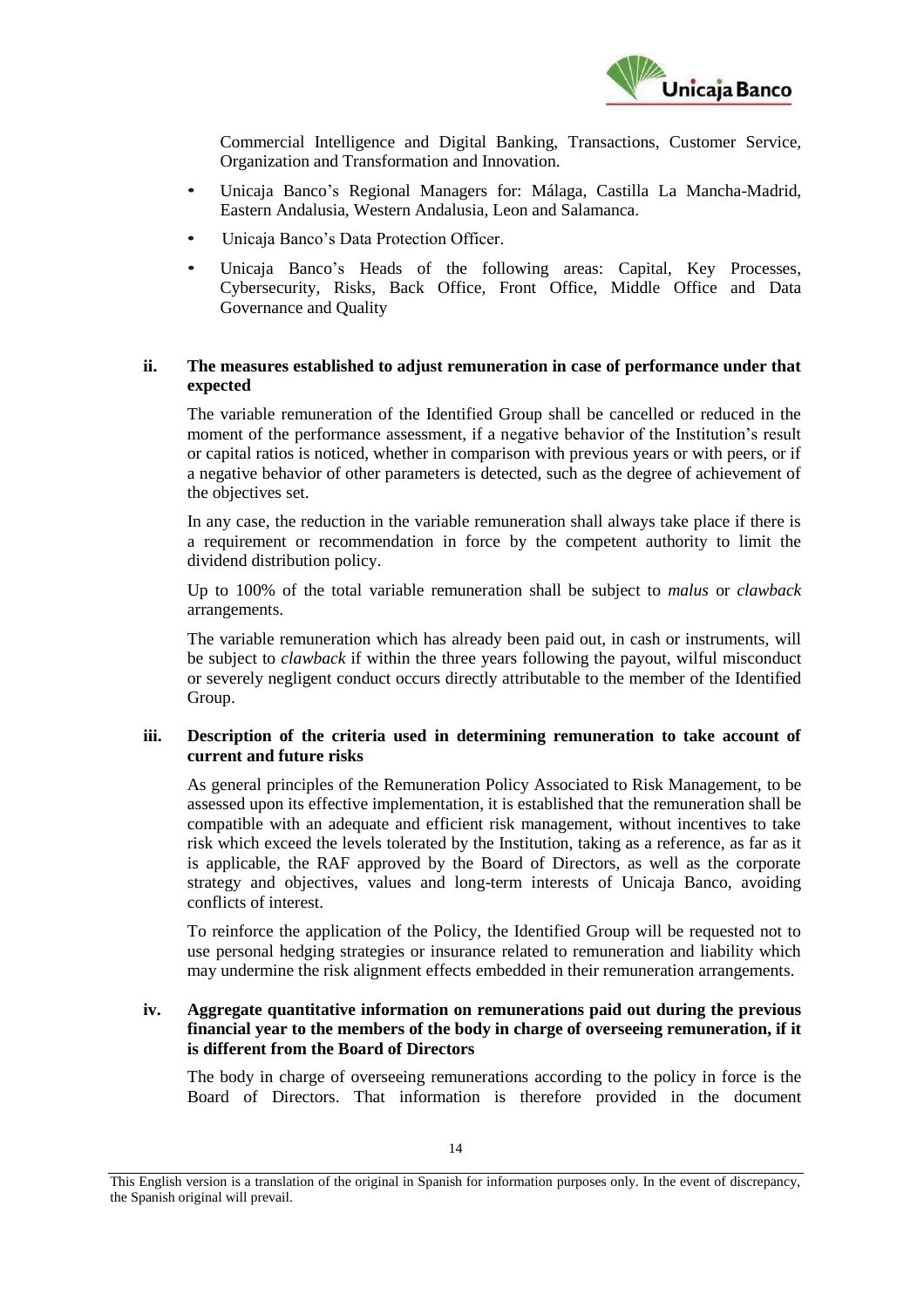Commercial Intelligence and Digital Banking, Transactions, Customer Service, Organization and Transformation and Innovation.

- Unicaja Banco's Regional Managers for: Málaga, Castilla La Mancha-Madrid, Eastern Andalusia, Western Andalusia, Leon and Salamanca.
- Unicaja Banco's Data Protection Officer.
- Unicaja Banco's Heads of the following areas: Capital, Key Processes, Cybersecurity, Risks, Back Office, Front Office, Middle Office and Data Governance and Quality

**ii. The measures established to adjust remuneration in case of performance under that expected**

The variable remuneration of the Identified Group shall be cancelled or reduced in the moment of the performance assessment, if a negative behavior of the Institution's result or capital ratios is noticed, whether in comparison with previous years or with peers, or if a negative behavior of other parameters is detected, such as the degree of achievement of the objectives set.

In any case, the reduction in the variable remuneration shall always take place if there is a requirement or recommendation in force by the competent authority to limit the dividend distribution policy.

Up to 100% of the total variable remuneration shall be subject to *malus* or *clawback* arrangements.

The variable remuneration which has already been paid out, in cash or instruments, will be subject to *clawback* if within the three years following the payout, wilful misconduct or severely negligent conduct occurs directly attributable to the member of the Identified Group.

**iii. Description of the criteria used in determining remuneration to take account of current and future risks**

As general principles of the Remuneration Policy Associated to Risk Management, to be assessed upon its effective implementation, it is established that the remuneration shall be compatible with an adequate and efficient risk management, without incentives to take risk which exceed the levels tolerated by the Institution, taking as a reference, as far as it is applicable, the RAF approved by the Board of Directors, as well as the corporate strategy and objectives, values and long-term interests of Unicaja Banco, avoiding conflicts of interest.

To reinforce the application of the Policy, the Identified Group will be requested not to use personal hedging strategies or insurance related to remuneration and liability which may undermine the risk alignment effects embedded in their remuneration arrangements.

**iv. Aggregate quantitative information on remunerations paid out during the previous financial year to the members of the body in charge of overseeing remuneration, if it is different from the Board of Directors**

The body in charge of overseeing remunerations according to the policy in force is the Board of Directors. That information is therefore provided in the document

This English version is a translation of the original in Spanish for information purposes only. In the event of discrepancy, the Spanish original will prevail.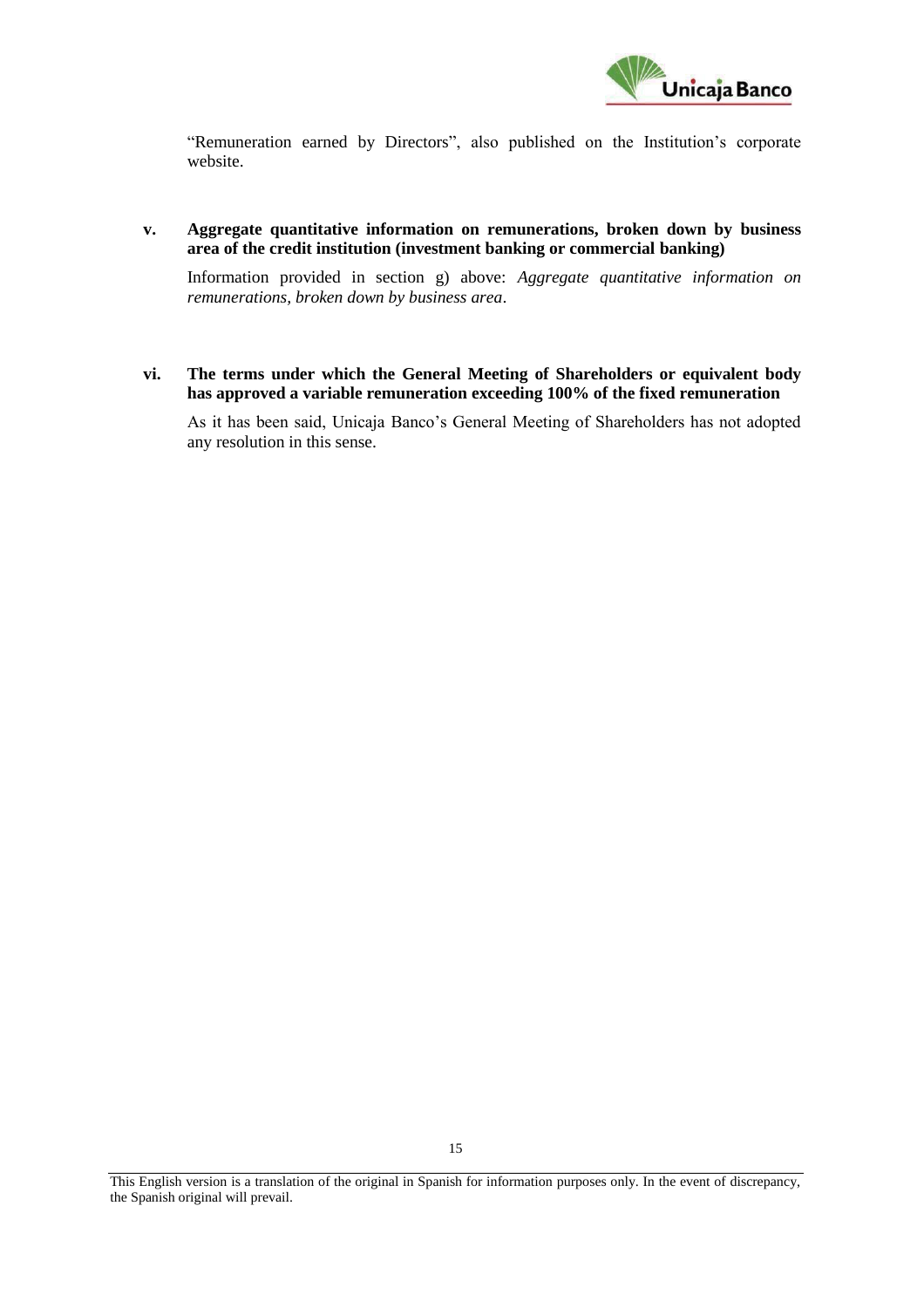"Remuneration earned by Directors", also published on the Institution's corporate website.

**v. Aggregate quantitative information on remunerations, broken down by business area of the credit institution (investment banking or commercial banking)**

Information provided in section g) above: *Aggregate quantitative information on remunerations, broken down by business area*.

**vi. The terms under which the General Meeting of Shareholders or equivalent body has approved a variable remuneration exceeding 100% of the fixed remuneration**

As it has been said, Unicaja Banco's General Meeting of Shareholders has not adopted any resolution in this sense.

This English version is a translation of the original in Spanish for information purposes only. In the event of discrepancy, the Spanish original will prevail.